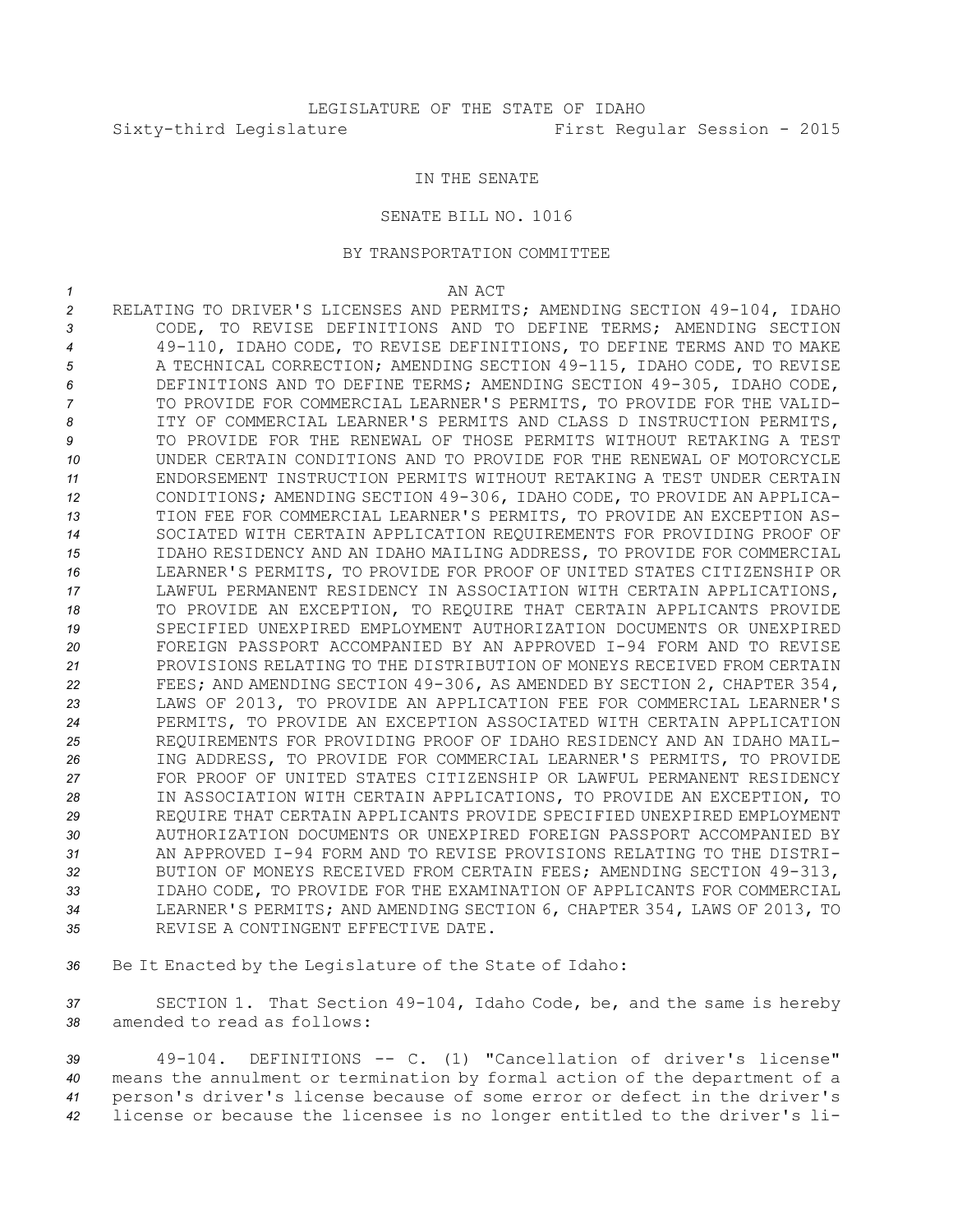LEGISLATURE OF THE STATE OF IDAHO

Sixty-third Legislature First Regular Session - 2015

IN THE SENATE

SENATE BILL NO. 1016

BY TRANSPORTATION COMMITTEE

AN ACT

RELATING TO DRIVER'S LICENSES AND PERMITS; AMENDING SECTION 49-104, IDAHO CODE, TO REVISE DEFINITIONS AND TO DEFINE TERMS; AMENDING SECTION 49-110, IDAHO CODE, TO REVISE DEFINITIONS, TO DEFINE TERMS AND TO MAKE A TECHNICAL CORRECTION; AMENDING SECTION 49-115, IDAHO CODE, TO REVISE DEFINITIONS AND TO DEFINE TERMS; AMENDING SECTION 49-305, IDAHO CODE, TO PROVIDE FOR COMMERCIAL LEARNER'S PERMITS, TO PROVIDE FOR THE VALIDITY OF COMMERCIAL LEARNER'S PERMITS AND CLASS D INSTRUCTION PERMITS, TO PROVIDE FOR THE RENEWAL OF THOSE PERMITS WITHOUT RETAKING A TEST UNDER CERTAIN CONDITIONS AND TO PROVIDE FOR THE RENEWAL OF MOTORCYCLE ENDORSEMENT INSTRUCTION PERMITS WITHOUT RETAKING A TEST UNDER CERTAIN CONDITIONS; AMENDING SECTION 49-306, IDAHO CODE, TO PROVIDE AN APPLICATION FEE FOR COMMERCIAL LEARNER'S PERMITS, TO PROVIDE AN EXCEPTION ASSOCIATED WITH CERTAIN APPLICATION REQUIREMENTS FOR PROVIDING PROOF OF IDAHO RESIDENCY AND AN IDAHO MAILING ADDRESS, TO PROVIDE FOR COMMERCIAL LEARNER'S PERMITS, TO PROVIDE FOR PROOF OF UNITED STATES CITIZENSHIP OR LAWFUL PERMANENT RESIDENCY IN ASSOCIATION WITH CERTAIN APPLICATIONS, TO PROVIDE AN EXCEPTION, TO REQUIRE THAT CERTAIN APPLICANTS PROVIDE SPECIFIED UNEXPIRED EMPLOYMENT AUTHORIZATION DOCUMENTS OR UNEXPIRED FOREIGN PASSPORT ACCOMPANIED BY AN APPROVED I-94 FORM AND TO REVISE PROVISIONS RELATING TO THE DISTRIBUTION OF MONEYS RECEIVED FROM CERTAIN FEES; AND AMENDING SECTION 49-306, AS AMENDED BY SECTION 2, CHAPTER 354, LAWS OF 2013, TO PROVIDE AN APPLICATION FEE FOR COMMERCIAL LEARNER'S PERMITS, TO PROVIDE AN EXCEPTION ASSOCIATED WITH CERTAIN APPLICATION REQUIREMENTS FOR PROVIDING PROOF OF IDAHO RESIDENCY AND AN IDAHO MAILING ADDRESS, TO PROVIDE FOR COMMERCIAL LEARNER'S PERMITS, TO PROVIDE FOR PROOF OF UNITED STATES CITIZENSHIP OR LAWFUL PERMANENT RESIDENCY IN ASSOCIATION WITH CERTAIN APPLICATIONS, TO PROVIDE AN EXCEPTION, TO REQUIRE THAT CERTAIN APPLICANTS PROVIDE SPECIFIED UNEXPIRED EMPLOYMENT AUTHORIZATION DOCUMENTS OR UNEXPIRED FOREIGN PASSPORT ACCOMPANIED BY AN APPROVED I-94 FORM AND TO REVISE PROVISIONS RELATING TO THE DISTRIBUTION OF MONEYS RECEIVED FROM CERTAIN FEES; AMENDING SECTION 49-313, IDAHO CODE, TO PROVIDE FOR THE EXAMINATION OF APPLICANTS FOR COMMERCIAL LEARNER'S PERMITS; AND AMENDING SECTION 6, CHAPTER 354, LAWS OF 2013, TO REVISE A CONTINGENT EFFECTIVE DATE.

Be It Enacted by the Legislature of the State of Idaho:

SECTION 1. That Section 49-104, Idaho Code, be, and the same is hereby amended to read as follows:

49-104. DEFINITIONS -- C. (1) "Cancellation of driver's license" means the annulment or termination by formal action of the department of a person's driver's license because of some error or defect in the driver's license or because the licensee is no longer entitled to the driver's li-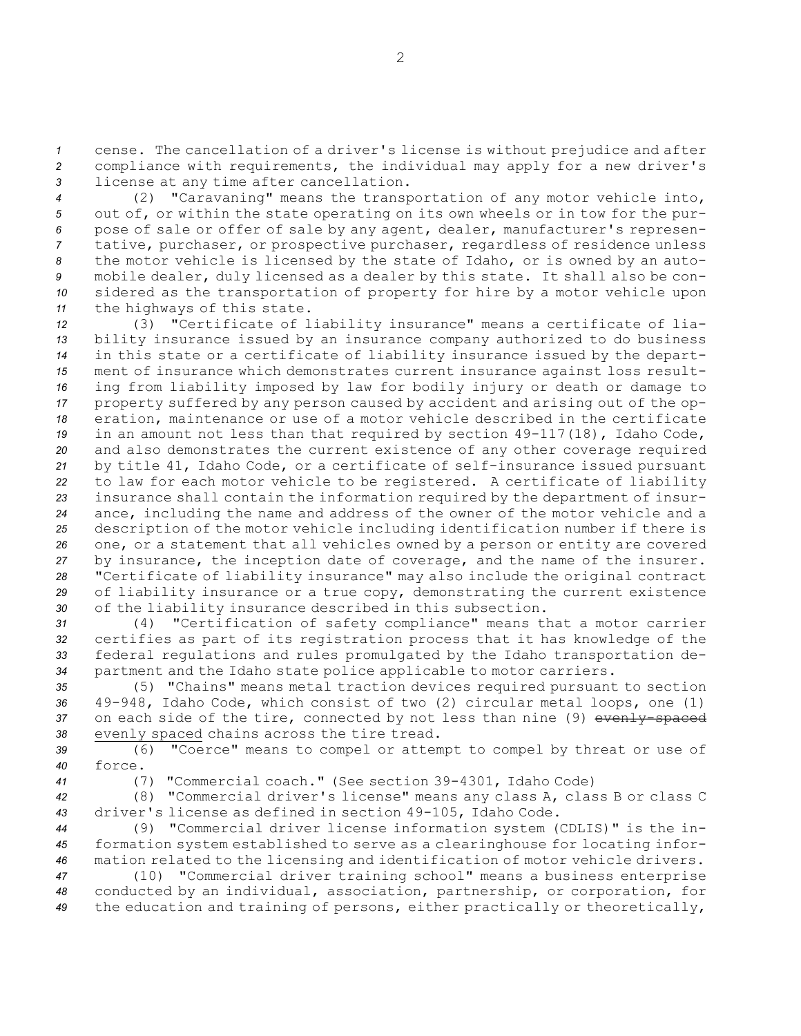cense. The cancellation of a driver's license is without prejudice and after compliance with requirements, the individual may apply for a new driver's license at any time after cancellation.

(2) "Caravaning" means the transportation of any motor vehicle into, out of, or within the state operating on its own wheels or in tow for the purpose of sale or offer of sale by any agent, dealer, manufacturer's representative, purchaser, or prospective purchaser, regardless of residence unless the motor vehicle is licensed by the state of Idaho, or is owned by an automobile dealer, duly licensed as a dealer by this state. It shall also be considered as the transportation of property for hire by a motor vehicle upon the highways of this state.

(3) "Certificate of liability insurance" means a certificate of liability insurance issued by an insurance company authorized to do business in this state or a certificate of liability insurance issued by the department of insurance which demonstrates current insurance against loss resulting from liability imposed by law for bodily injury or death or damage to property suffered by any person caused by accident and arising out of the operation, maintenance or use of a motor vehicle described in the certificate in an amount not less than that required by section 49-117(18), Idaho Code, and also demonstrates the current existence of any other coverage required by title 41, Idaho Code, or a certificate of self-insurance issued pursuant to law for each motor vehicle to be registered. A certificate of liability insurance shall contain the information required by the department of insurance, including the name and address of the owner of the motor vehicle and a description of the motor vehicle including identification number if there is one, or a statement that all vehicles owned by a person or entity are covered by insurance, the inception date of coverage, and the name of the insurer. "Certificate of liability insurance" may also include the original contract of liability insurance or a true copy, demonstrating the current existence of the liability insurance described in this subsection.

(4) "Certification of safety compliance" means that a motor carrier certifies as part of its registration process that it has knowledge of the federal regulations and rules promulgated by the Idaho transportation department and the Idaho state police applicable to motor carriers.

(5) "Chains" means metal traction devices required pursuant to section 49-948, Idaho Code, which consist of two (2) circular metal loops, one (1) on each side of the tire, connected by not less than nine (9) ~~evenly-spaced~~ evenly spaced chains across the tire tread.

(6) "Coerce" means to compel or attempt to compel by threat or use of force.

(7) "Commercial coach." (See section 39-4301, Idaho Code)

(8) "Commercial driver's license" means any class A, class B or class C driver's license as defined in section 49-105, Idaho Code.

(9) "Commercial driver license information system (CDLIS)" is the information system established to serve as a clearinghouse for locating information related to the licensing and identification of motor vehicle drivers.

(10) "Commercial driver training school" means a business enterprise conducted by an individual, association, partnership, or corporation, for the education and training of persons, either practically or theoretically,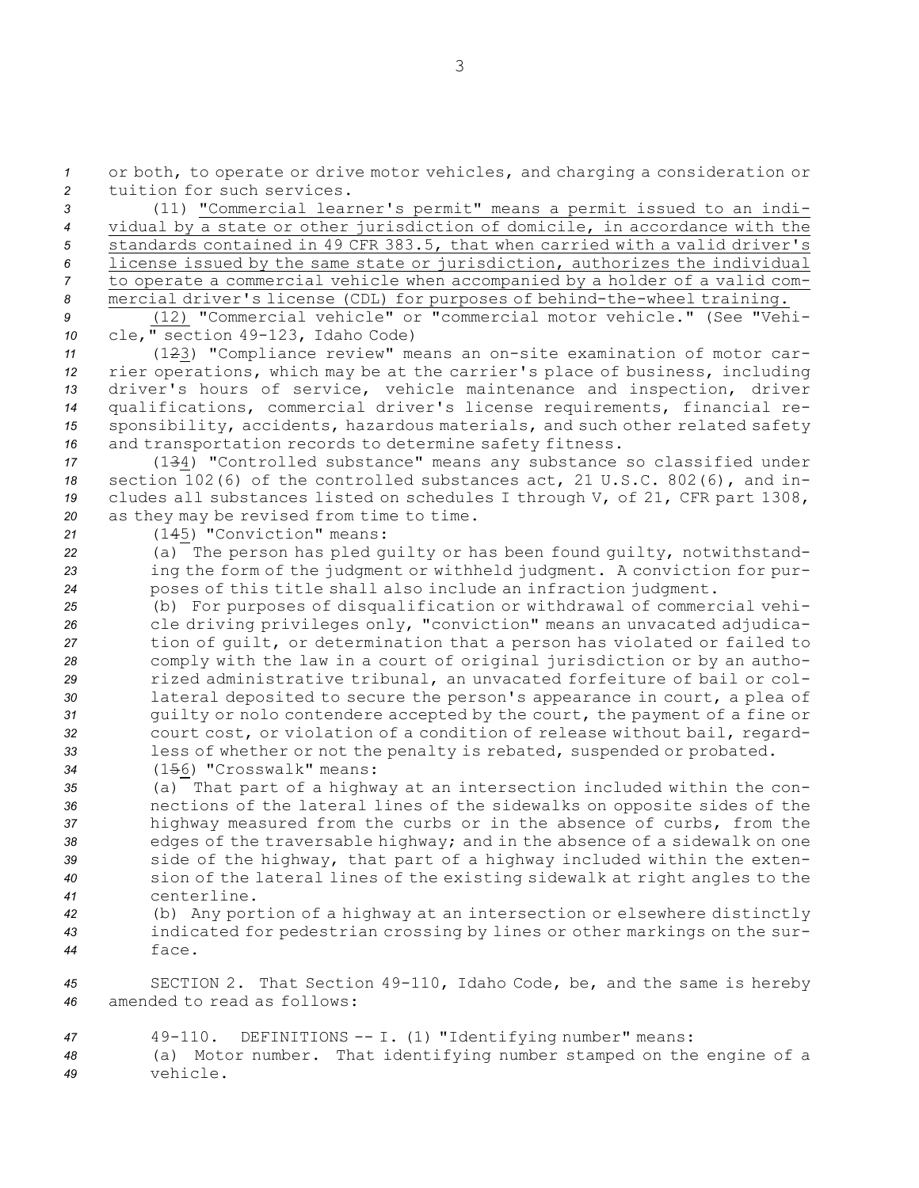or both, to operate or drive motor vehicles, and charging a consideration or tuition for such services.

(11) "Commercial learner's permit" means a permit issued to an individual by a state or other jurisdiction of domicile, in accordance with the standards contained in 49 CFR 383.5, that when carried with a valid driver's license issued by the same state or jurisdiction, authorizes the individual to operate a commercial vehicle when accompanied by a holder of a valid commercial driver's license (CDL) for purposes of behind-the-wheel training.

(12) "Commercial vehicle" or "commercial motor vehicle." (See "Vehicle," section 49-123, Idaho Code)

(123) "Compliance review" means an on-site examination of motor carrier operations, which may be at the carrier's place of business, including driver's hours of service, vehicle maintenance and inspection, driver qualifications, commercial driver's license requirements, financial responsibility, accidents, hazardous materials, and such other related safety and transportation records to determine safety fitness.

(134) "Controlled substance" means any substance so classified under section 102(6) of the controlled substances act, 21 U.S.C. 802(6), and includes all substances listed on schedules I through V, of 21, CFR part 1308, as they may be revised from time to time.

(145) "Conviction" means:

(a) The person has pled guilty or has been found guilty, notwithstanding the form of the judgment or withheld judgment. A conviction for purposes of this title shall also include an infraction judgment.

(b) For purposes of disqualification or withdrawal of commercial vehicle driving privileges only, "conviction" means an unvacated adjudication of guilt, or determination that a person has violated or failed to comply with the law in a court of original jurisdiction or by an authorized administrative tribunal, an unvacated forfeiture of bail or collateral deposited to secure the person's appearance in court, a plea of guilty or nolo contendere accepted by the court, the payment of a fine or court cost, or violation of a condition of release without bail, regardless of whether or not the penalty is rebated, suspended or probated.

(156) "Crosswalk" means:

(a) That part of a highway at an intersection included within the connections of the lateral lines of the sidewalks on opposite sides of the highway measured from the curbs or in the absence of curbs, from the edges of the traversable highway; and in the absence of a sidewalk on one side of the highway, that part of a highway included within the extension of the lateral lines of the existing sidewalk at right angles to the centerline.

(b) Any portion of a highway at an intersection or elsewhere distinctly indicated for pedestrian crossing by lines or other markings on the surface.

SECTION 2. That Section 49-110, Idaho Code, be, and the same is hereby amended to read as follows:

49-110. DEFINITIONS -- I. (1) "Identifying number" means:

(a) Motor number. That identifying number stamped on the engine of a vehicle.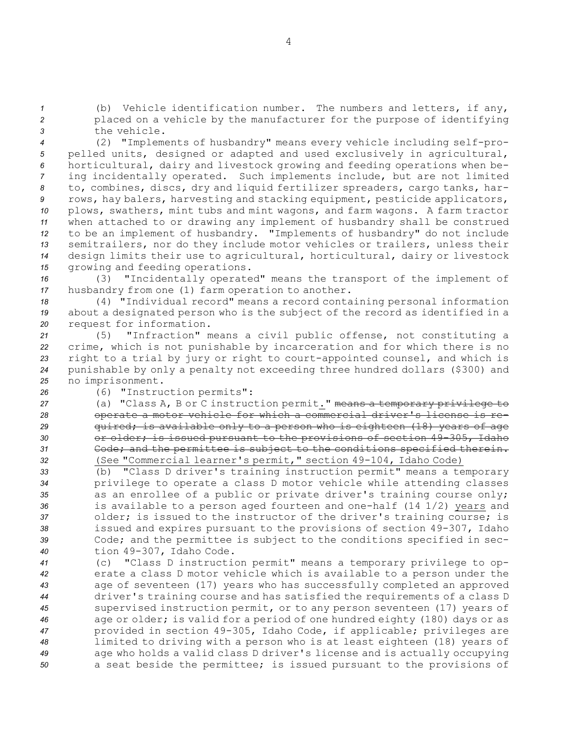(b) Vehicle identification number. The numbers and letters, if any, placed on a vehicle by the manufacturer for the purpose of identifying the vehicle.

(2) "Implements of husbandry" means every vehicle including self-propelled units, designed or adapted and used exclusively in agricultural, horticultural, dairy and livestock growing and feeding operations when being incidentally operated. Such implements include, but are not limited to, combines, discs, dry and liquid fertilizer spreaders, cargo tanks, harrows, hay balers, harvesting and stacking equipment, pesticide applicators, plows, swathers, mint tubs and mint wagons, and farm wagons. A farm tractor when attached to or drawing any implement of husbandry shall be construed to be an implement of husbandry. "Implements of husbandry" do not include semitrailers, nor do they include motor vehicles or trailers, unless their design limits their use to agricultural, horticultural, dairy or livestock growing and feeding operations.

(3) "Incidentally operated" means the transport of the implement of husbandry from one (1) farm operation to another.

(4) "Individual record" means a record containing personal information about a designated person who is the subject of the record as identified in a request for information.

(5) "Infraction" means a civil public offense, not constituting a crime, which is not punishable by incarceration and for which there is no right to a trial by jury or right to court-appointed counsel, and which is punishable by only a penalty not exceeding three hundred dollars ($300) and no imprisonment.

(6) "Instruction permits":

(a) "Class A, B or C instruction permit." ~~means a temporary privilege to operate a motor vehicle for which a commercial driver's license is required; is available only to a person who is eighteen (18) years of age or older; is issued pursuant to the provisions of section 49-305, Idaho Code; and the permittee is subject to the conditions specified therein.~~ (See "Commercial learner's permit," section 49-104, Idaho Code)

(b) "Class D driver's training instruction permit" means a temporary privilege to operate a class D motor vehicle while attending classes as an enrollee of a public or private driver's training course only; is available to a person aged fourteen and one-half (14 1/2) years and older; is issued to the instructor of the driver's training course; is issued and expires pursuant to the provisions of section 49-307, Idaho Code; and the permittee is subject to the conditions specified in section 49-307, Idaho Code.

(c) "Class D instruction permit" means a temporary privilege to operate a class D motor vehicle which is available to a person under the age of seventeen (17) years who has successfully completed an approved driver's training course and has satisfied the requirements of a class D supervised instruction permit, or to any person seventeen (17) years of age or older; is valid for a period of one hundred eighty (180) days or as provided in section 49-305, Idaho Code, if applicable; privileges are limited to driving with a person who is at least eighteen (18) years of age who holds a valid class D driver's license and is actually occupying a seat beside the permittee; is issued pursuant to the provisions of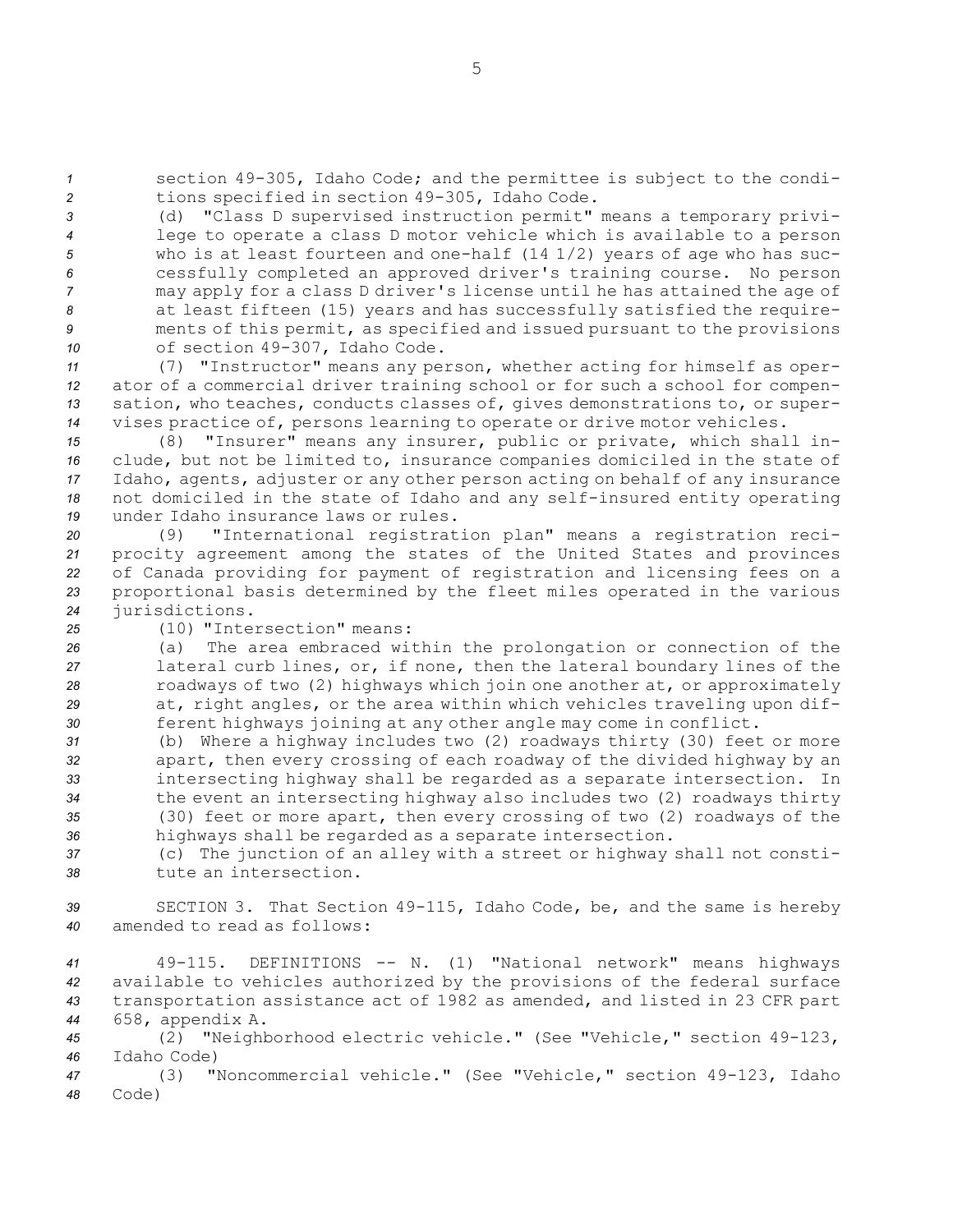section 49-305, Idaho Code; and the permittee is subject to the conditions specified in section 49-305, Idaho Code.

(d) "Class D supervised instruction permit" means a temporary privilege to operate a class D motor vehicle which is available to a person who is at least fourteen and one-half (14 1/2) years of age who has successfully completed an approved driver's training course. No person may apply for a class D driver's license until he has attained the age of at least fifteen (15) years and has successfully satisfied the requirements of this permit, as specified and issued pursuant to the provisions of section 49-307, Idaho Code.

(7) "Instructor" means any person, whether acting for himself as operator of a commercial driver training school or for such a school for compensation, who teaches, conducts classes of, gives demonstrations to, or supervises practice of, persons learning to operate or drive motor vehicles.

(8) "Insurer" means any insurer, public or private, which shall include, but not be limited to, insurance companies domiciled in the state of Idaho, agents, adjuster or any other person acting on behalf of any insurance not domiciled in the state of Idaho and any self-insured entity operating under Idaho insurance laws or rules.

(9) "International registration plan" means a registration reciprocity agreement among the states of the United States and provinces of Canada providing for payment of registration and licensing fees on a proportional basis determined by the fleet miles operated in the various jurisdictions.

(10) "Intersection" means:

(a) The area embraced within the prolongation or connection of the lateral curb lines, or, if none, then the lateral boundary lines of the roadways of two (2) highways which join one another at, or approximately at, right angles, or the area within which vehicles traveling upon different highways joining at any other angle may come in conflict.

(b) Where a highway includes two (2) roadways thirty (30) feet or more apart, then every crossing of each roadway of the divided highway by an intersecting highway shall be regarded as a separate intersection. In the event an intersecting highway also includes two (2) roadways thirty (30) feet or more apart, then every crossing of two (2) roadways of the highways shall be regarded as a separate intersection.

(c) The junction of an alley with a street or highway shall not constitute an intersection.

SECTION 3. That Section 49-115, Idaho Code, be, and the same is hereby amended to read as follows:

49-115. DEFINITIONS -- N. (1) "National network" means highways available to vehicles authorized by the provisions of the federal surface transportation assistance act of 1982 as amended, and listed in 23 CFR part 658, appendix A.

(2) "Neighborhood electric vehicle." (See "Vehicle," section 49-123, Idaho Code)

(3) "Noncommercial vehicle." (See "Vehicle," section 49-123, Idaho Code)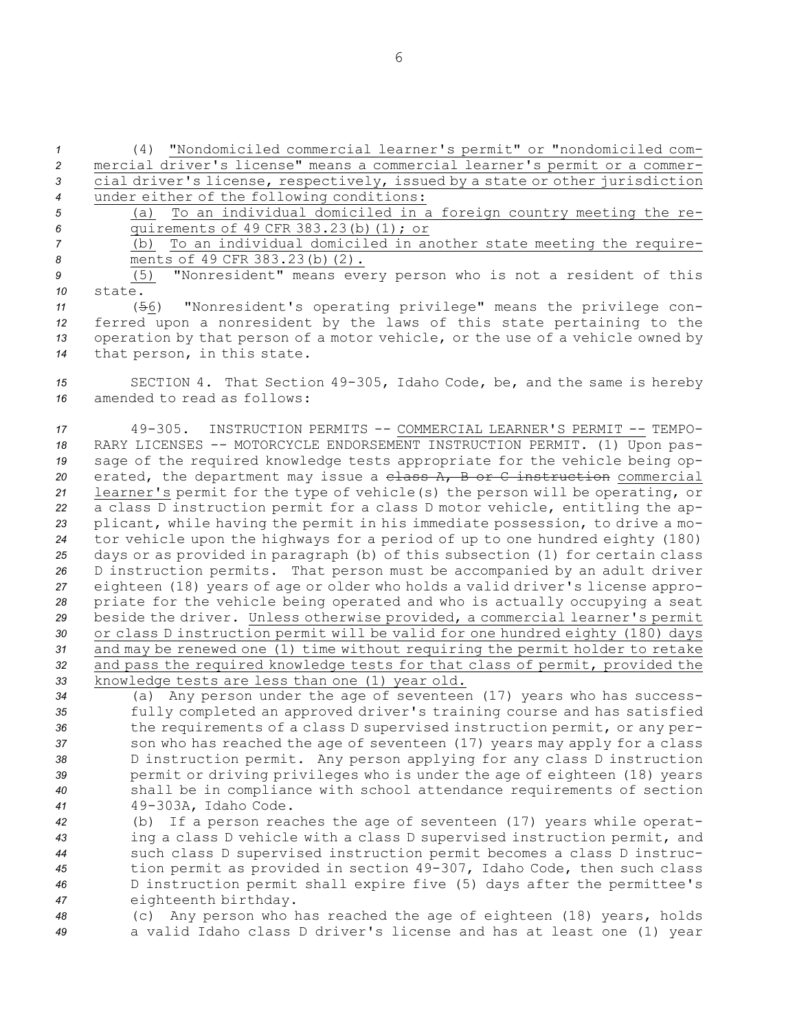(4) "Nondomiciled commercial learner's permit" or "nondomiciled commercial driver's license" means a commercial learner's permit or a commercial driver's license, respectively, issued by a state or other jurisdiction under either of the following conditions:

(a) To an individual domiciled in a foreign country meeting the requirements of 49 CFR 383.23(b)(1); or

(b) To an individual domiciled in another state meeting the requirements of 49 CFR 383.23(b)(2).

(5) "Nonresident" means every person who is not a resident of this state.

(56) "Nonresident's operating privilege" means the privilege conferred upon a nonresident by the laws of this state pertaining to the operation by that person of a motor vehicle, or the use of a vehicle owned by that person, in this state.

SECTION 4. That Section 49-305, Idaho Code, be, and the same is hereby amended to read as follows:

49-305. INSTRUCTION PERMITS -- COMMERCIAL LEARNER'S PERMIT -- TEMPORARY LICENSES -- MOTORCYCLE ENDORSEMENT INSTRUCTION PERMIT. (1) Upon passage of the required knowledge tests appropriate for the vehicle being operated, the department may issue a class A, B or C instruction commercial learner's permit for the type of vehicle(s) the person will be operating, or a class D instruction permit for a class D motor vehicle, entitling the applicant, while having the permit in his immediate possession, to drive a motor vehicle upon the highways for a period of up to one hundred eighty (180) days or as provided in paragraph (b) of this subsection (1) for certain class D instruction permits. That person must be accompanied by an adult driver eighteen (18) years of age or older who holds a valid driver's license appropriate for the vehicle being operated and who is actually occupying a seat beside the driver. Unless otherwise provided, a commercial learner's permit or class D instruction permit will be valid for one hundred eighty (180) days and may be renewed one (1) time without requiring the permit holder to retake and pass the required knowledge tests for that class of permit, provided the knowledge tests are less than one (1) year old.

(a) Any person under the age of seventeen (17) years who has successfully completed an approved driver's training course and has satisfied the requirements of a class D supervised instruction permit, or any person who has reached the age of seventeen (17) years may apply for a class D instruction permit. Any person applying for any class D instruction permit or driving privileges who is under the age of eighteen (18) years shall be in compliance with school attendance requirements of section 49-303A, Idaho Code.

(b) If a person reaches the age of seventeen (17) years while operating a class D vehicle with a class D supervised instruction permit, and such class D supervised instruction permit becomes a class D instruction permit as provided in section 49-307, Idaho Code, then such class D instruction permit shall expire five (5) days after the permittee's eighteenth birthday.

(c) Any person who has reached the age of eighteen (18) years, holds a valid Idaho class D driver's license and has at least one (1) year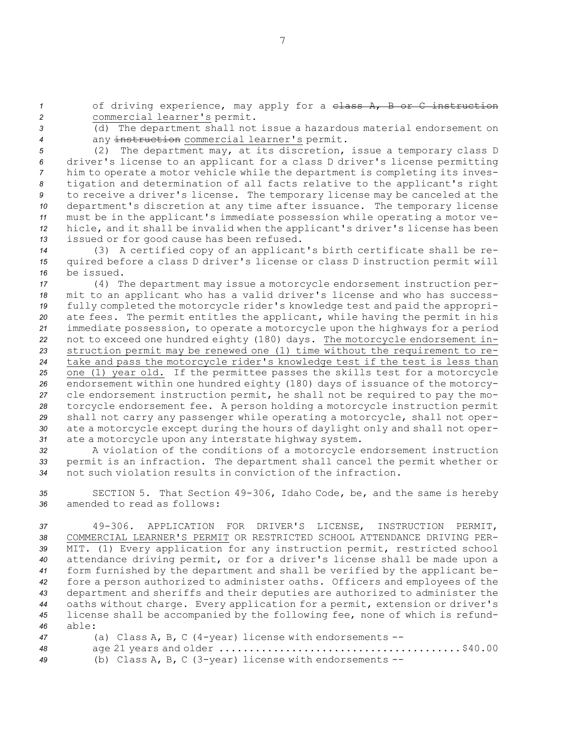of driving experience, may apply for a ~~class A, B or C instruction~~ commercial learner's permit.

(d) The department shall not issue a hazardous material endorsement on any ~~instruction~~ commercial learner's permit.

(2) The department may, at its discretion, issue a temporary class D driver's license to an applicant for a class D driver's license permitting him to operate a motor vehicle while the department is completing its investigation and determination of all facts relative to the applicant's right to receive a driver's license. The temporary license may be canceled at the department's discretion at any time after issuance. The temporary license must be in the applicant's immediate possession while operating a motor vehicle, and it shall be invalid when the applicant's driver's license has been issued or for good cause has been refused.

(3) A certified copy of an applicant's birth certificate shall be required before a class D driver's license or class D instruction permit will be issued.

(4) The department may issue a motorcycle endorsement instruction permit to an applicant who has a valid driver's license and who has successfully completed the motorcycle rider's knowledge test and paid the appropriate fees. The permit entitles the applicant, while having the permit in his immediate possession, to operate a motorcycle upon the highways for a period not to exceed one hundred eighty (180) days. The motorcycle endorsement instruction permit may be renewed one (1) time without the requirement to retake and pass the motorcycle rider's knowledge test if the test is less than one (1) year old. If the permittee passes the skills test for a motorcycle endorsement within one hundred eighty (180) days of issuance of the motorcycle endorsement instruction permit, he shall not be required to pay the motorcycle endorsement fee. A person holding a motorcycle instruction permit shall not carry any passenger while operating a motorcycle, shall not operate a motorcycle except during the hours of daylight only and shall not operate a motorcycle upon any interstate highway system.

A violation of the conditions of a motorcycle endorsement instruction permit is an infraction. The department shall cancel the permit whether or not such violation results in conviction of the infraction.

SECTION 5. That Section 49-306, Idaho Code, be, and the same is hereby amended to read as follows:

49-306. APPLICATION FOR DRIVER'S LICENSE, INSTRUCTION PERMIT, COMMERCIAL LEARNER'S PERMIT OR RESTRICTED SCHOOL ATTENDANCE DRIVING PERMIT. (1) Every application for any instruction permit, restricted school attendance driving permit, or for a driver's license shall be made upon a form furnished by the department and shall be verified by the applicant before a person authorized to administer oaths. Officers and employees of the department and sheriffs and their deputies are authorized to administer the oaths without charge. Every application for a permit, extension or driver's license shall be accompanied by the following fee, none of which is refundable:

(a) Class A, B, C (4-year) license with endorsements -- age 21 years and older .......................................$40.00

(b) Class A, B, C (3-year) license with endorsements --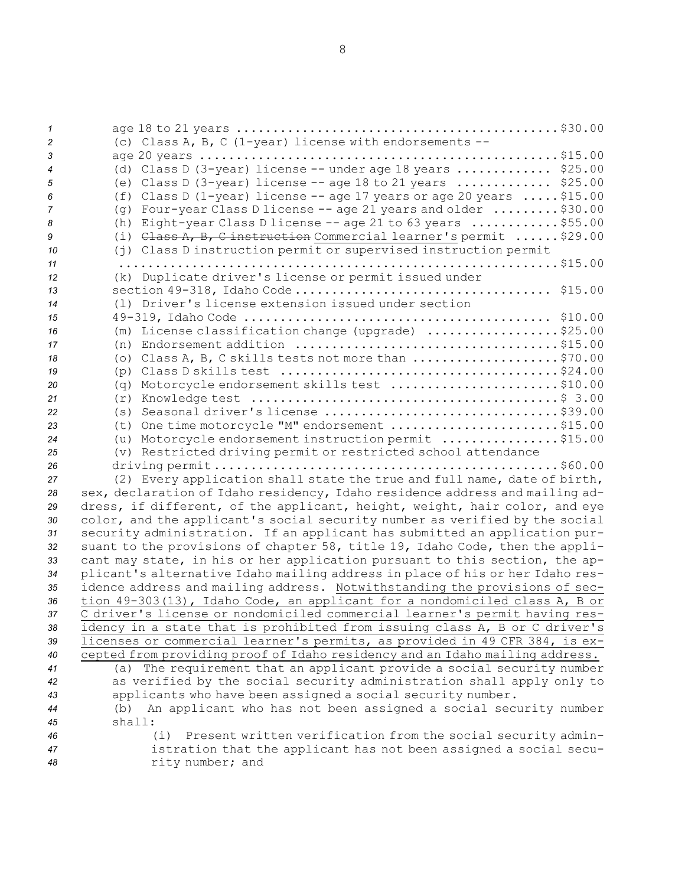age 18 to 21 years ..........................................$30.00

(c) Class A, B, C (1-year) license with endorsements --
age 20 years ..............................................$15.00

(d) Class D (3-year) license -- under age 18 years ............ $25.00

(e) Class D (3-year) license -- age 18 to 21 years ............ $25.00

(f) Class D (1-year) license -- age 17 years or age 20 years .....$15.00

(g) Four-year Class D license -- age 21 years and older .........$30.00

(h) Eight-year Class D license -- age 21 to 63 years ............$55.00

(i) ~~Class A, B, C instruction~~ Commercial learner's permit ......$29.00

(j) Class D instruction permit or supervised instruction permit
...........................................................$15.00

(k) Duplicate driver's license or permit issued under
section 49-318, Idaho Code ................................. $15.00

(l) Driver's license extension issued under section
49-319, Idaho Code ......................................... $10.00

(m) License classification change (upgrade) ..................$25.00

(n) Endorsement addition ....................................$15.00

(o) Class A, B, C skills tests not more than ....................$70.00

(p) Class D skills test .....................................$24.00

(q) Motorcycle endorsement skills test .......................$10.00

(r) Knowledge test ..........................................$ 3.00

(s) Seasonal driver's license ................................$39.00

(t) One time motorcycle "M" endorsement .......................$15.00

(u) Motorcycle endorsement instruction permit ................$15.00

(v) Restricted driving permit or restricted school attendance
driving permit ..............................................$60.00

(2) Every application shall state the true and full name, date of birth, sex, declaration of Idaho residency, Idaho residence address and mailing address, if different, of the applicant, height, weight, hair color, and eye color, and the applicant's social security number as verified by the social security administration. If an applicant has submitted an application pursuant to the provisions of chapter 58, title 19, Idaho Code, then the applicant may state, in his or her application pursuant to this section, the applicant's alternative Idaho mailing address in place of his or her Idaho residence address and mailing address. <u>Notwithstanding the provisions of section 49-303(13), Idaho Code, an applicant for a nondomiciled class A, B or C driver's license or nondomiciled commercial learner's permit having residency in a state that is prohibited from issuing class A, B or C driver's licenses or commercial learner's permits, as provided in 49 CFR 384, is excepted from providing proof of Idaho residency and an Idaho mailing address.</u>

(a) The requirement that an applicant provide a social security number as verified by the social security administration shall apply only to applicants who have been assigned a social security number.

(b) An applicant who has not been assigned a social security number shall:

(i) Present written verification from the social security administration that the applicant has not been assigned a social security number; and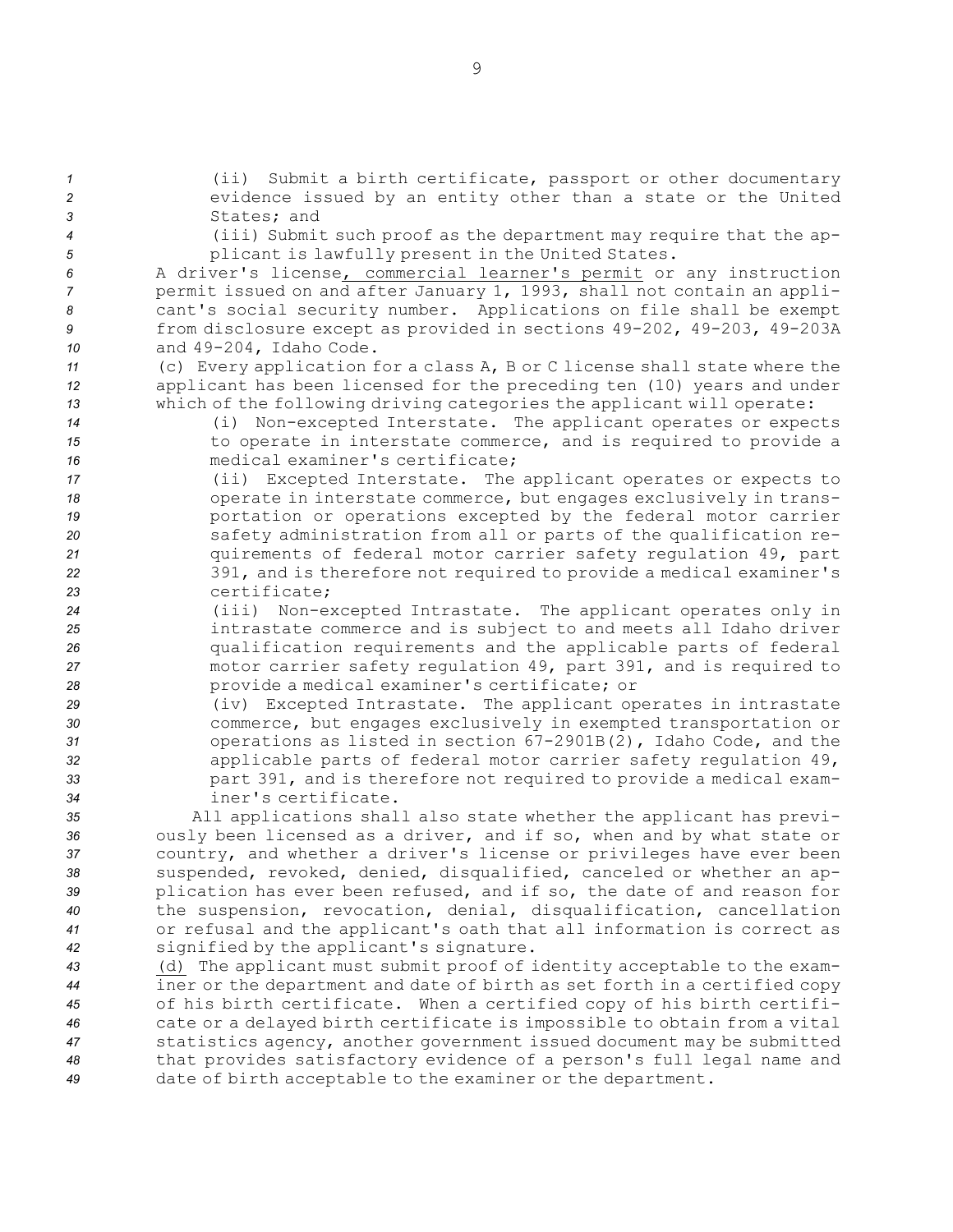(ii) Submit a birth certificate, passport or other documentary evidence issued by an entity other than a state or the United States; and

(iii) Submit such proof as the department may require that the applicant is lawfully present in the United States.

A driver's license, commercial learner's permit or any instruction permit issued on and after January 1, 1993, shall not contain an applicant's social security number. Applications on file shall be exempt from disclosure except as provided in sections 49-202, 49-203, 49-203A and 49-204, Idaho Code.

(c) Every application for a class A, B or C license shall state where the applicant has been licensed for the preceding ten (10) years and under which of the following driving categories the applicant will operate:

(i) Non-excepted Interstate. The applicant operates or expects to operate in interstate commerce, and is required to provide a medical examiner's certificate;

(ii) Excepted Interstate. The applicant operates or expects to operate in interstate commerce, but engages exclusively in transportation or operations excepted by the federal motor carrier safety administration from all or parts of the qualification requirements of federal motor carrier safety regulation 49, part 391, and is therefore not required to provide a medical examiner's certificate;

(iii) Non-excepted Intrastate. The applicant operates only in intrastate commerce and is subject to and meets all Idaho driver qualification requirements and the applicable parts of federal motor carrier safety regulation 49, part 391, and is required to provide a medical examiner's certificate; or

(iv) Excepted Intrastate. The applicant operates in intrastate commerce, but engages exclusively in exempted transportation or operations as listed in section 67-2901B(2), Idaho Code, and the applicable parts of federal motor carrier safety regulation 49, part 391, and is therefore not required to provide a medical examiner's certificate.

All applications shall also state whether the applicant has previously been licensed as a driver, and if so, when and by what state or country, and whether a driver's license or privileges have ever been suspended, revoked, denied, disqualified, canceled or whether an application has ever been refused, and if so, the date of and reason for the suspension, revocation, denial, disqualification, cancellation or refusal and the applicant's oath that all information is correct as signified by the applicant's signature.

(d) The applicant must submit proof of identity acceptable to the examiner or the department and date of birth as set forth in a certified copy of his birth certificate. When a certified copy of his birth certificate or a delayed birth certificate is impossible to obtain from a vital statistics agency, another government issued document may be submitted that provides satisfactory evidence of a person's full legal name and date of birth acceptable to the examiner or the department.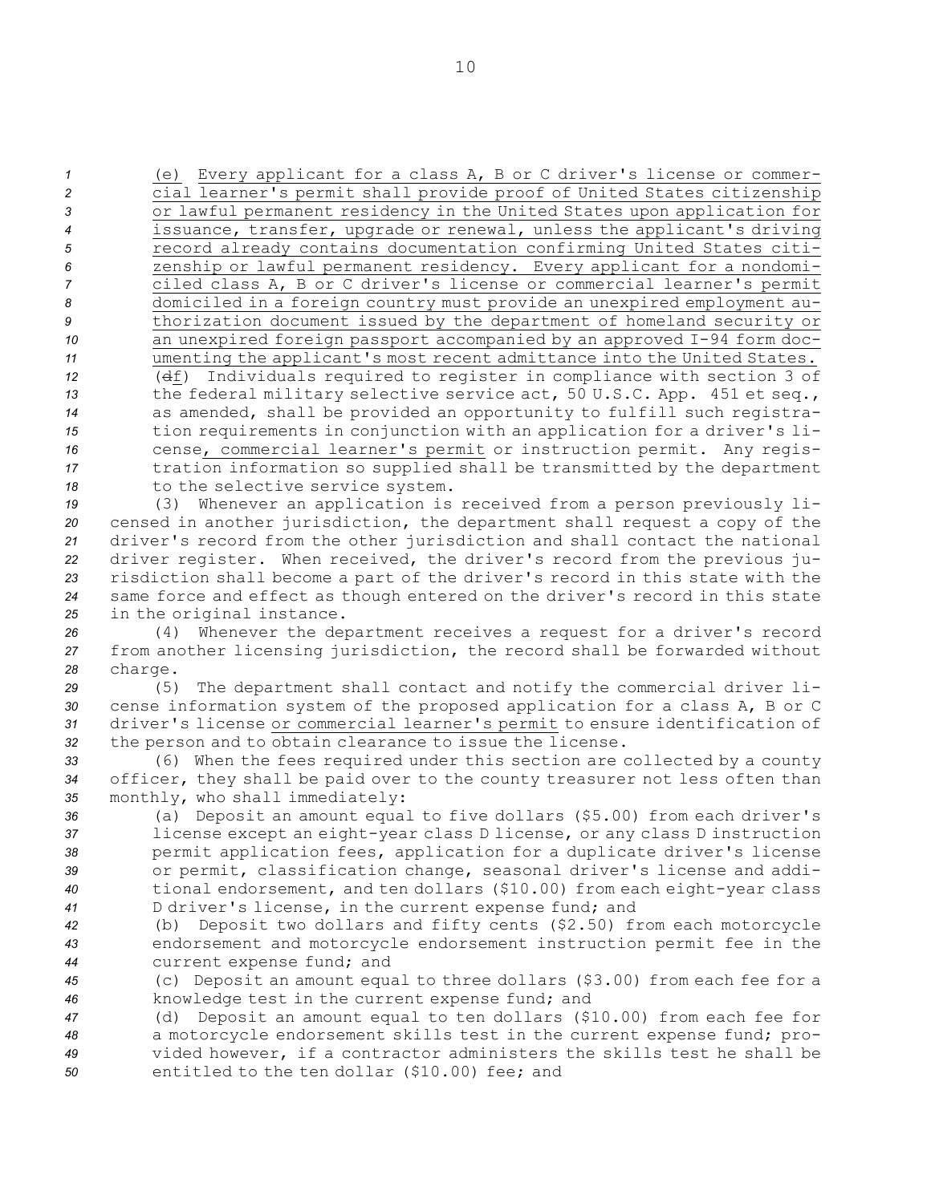(e) Every applicant for a class A, B or C driver's license or commercial learner's permit shall provide proof of United States citizenship or lawful permanent residency in the United States upon application for issuance, transfer, upgrade or renewal, unless the applicant's driving record already contains documentation confirming United States citizenship or lawful permanent residency. Every applicant for a nondomiciled class A, B or C driver's license or commercial learner's permit domiciled in a foreign country must provide an unexpired employment authorization document issued by the department of homeland security or an unexpired foreign passport accompanied by an approved I-94 form documenting the applicant's most recent admittance into the United States.

(df) Individuals required to register in compliance with section 3 of the federal military selective service act, 50 U.S.C. App. 451 et seq., as amended, shall be provided an opportunity to fulfill such registration requirements in conjunction with an application for a driver's license, commercial learner's permit or instruction permit. Any registration information so supplied shall be transmitted by the department to the selective service system.

(3) Whenever an application is received from a person previously licensed in another jurisdiction, the department shall request a copy of the driver's record from the other jurisdiction and shall contact the national driver register. When received, the driver's record from the previous jurisdiction shall become a part of the driver's record in this state with the same force and effect as though entered on the driver's record in this state in the original instance.

(4) Whenever the department receives a request for a driver's record from another licensing jurisdiction, the record shall be forwarded without charge.

(5) The department shall contact and notify the commercial driver license information system of the proposed application for a class A, B or C driver's license or commercial learner's permit to ensure identification of the person and to obtain clearance to issue the license.

(6) When the fees required under this section are collected by a county officer, they shall be paid over to the county treasurer not less often than monthly, who shall immediately:

(a) Deposit an amount equal to five dollars ($5.00) from each driver's license except an eight-year class D license, or any class D instruction permit application fees, application for a duplicate driver's license or permit, classification change, seasonal driver's license and additional endorsement, and ten dollars ($10.00) from each eight-year class D driver's license, in the current expense fund; and

(b) Deposit two dollars and fifty cents ($2.50) from each motorcycle endorsement and motorcycle endorsement instruction permit fee in the current expense fund; and

(c) Deposit an amount equal to three dollars ($3.00) from each fee for a knowledge test in the current expense fund; and

(d) Deposit an amount equal to ten dollars ($10.00) from each fee for a motorcycle endorsement skills test in the current expense fund; provided however, if a contractor administers the skills test he shall be entitled to the ten dollar ($10.00) fee; and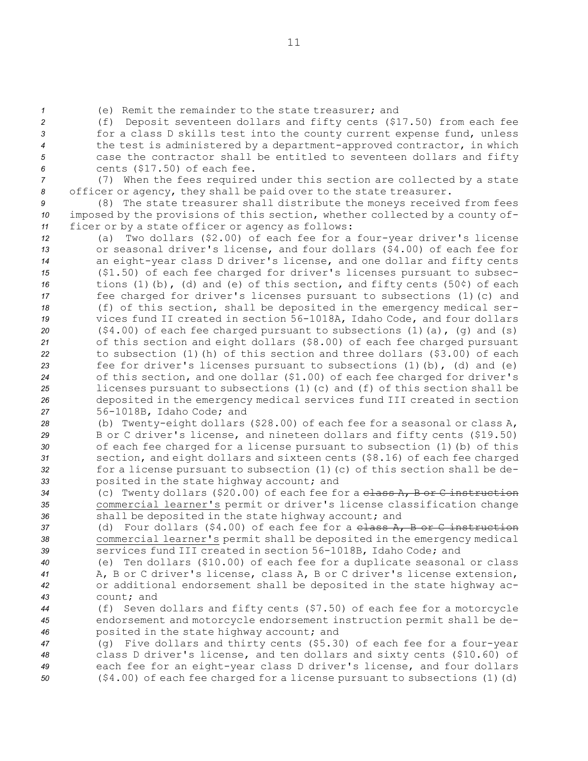(e) Remit the remainder to the state treasurer; and

(f) Deposit seventeen dollars and fifty cents ($17.50) from each fee for a class D skills test into the county current expense fund, unless the test is administered by a department-approved contractor, in which case the contractor shall be entitled to seventeen dollars and fifty cents ($17.50) of each fee.

(7) When the fees required under this section are collected by a state officer or agency, they shall be paid over to the state treasurer.

(8) The state treasurer shall distribute the moneys received from fees imposed by the provisions of this section, whether collected by a county officer or by a state officer or agency as follows:

(a) Two dollars ($2.00) of each fee for a four-year driver's license or seasonal driver's license, and four dollars ($4.00) of each fee for an eight-year class D driver's license, and one dollar and fifty cents ($1.50) of each fee charged for driver's licenses pursuant to subsections (1)(b), (d) and (e) of this section, and fifty cents (50¢) of each fee charged for driver's licenses pursuant to subsections (1)(c) and (f) of this section, shall be deposited in the emergency medical services fund II created in section 56-1018A, Idaho Code, and four dollars ($4.00) of each fee charged pursuant to subsections (1)(a), (g) and (s) of this section and eight dollars ($8.00) of each fee charged pursuant to subsection (1)(h) of this section and three dollars ($3.00) of each fee for driver's licenses pursuant to subsections (1)(b), (d) and (e) of this section, and one dollar ($1.00) of each fee charged for driver's licenses pursuant to subsections (1)(c) and (f) of this section shall be deposited in the emergency medical services fund III created in section 56-1018B, Idaho Code; and

(b) Twenty-eight dollars ($28.00) of each fee for a seasonal or class A, B or C driver's license, and nineteen dollars and fifty cents ($19.50) of each fee charged for a license pursuant to subsection (1)(b) of this section, and eight dollars and sixteen cents ($8.16) of each fee charged for a license pursuant to subsection (1)(c) of this section shall be deposited in the state highway account; and

(c) Twenty dollars ($20.00) of each fee for a ~~class A, B or C instruction~~ <u>commercial learner's</u> permit or driver's license classification change shall be deposited in the state highway account; and

(d) Four dollars ($4.00) of each fee for a ~~class A, B or C instruction~~ <u>commercial learner's</u> permit shall be deposited in the emergency medical services fund III created in section 56-1018B, Idaho Code; and

(e) Ten dollars ($10.00) of each fee for a duplicate seasonal or class A, B or C driver's license, class A, B or C driver's license extension, or additional endorsement shall be deposited in the state highway account; and

(f) Seven dollars and fifty cents ($7.50) of each fee for a motorcycle endorsement and motorcycle endorsement instruction permit shall be deposited in the state highway account; and

(g) Five dollars and thirty cents ($5.30) of each fee for a four-year class D driver's license, and ten dollars and sixty cents ($10.60) of each fee for an eight-year class D driver's license, and four dollars ($4.00) of each fee charged for a license pursuant to subsections (1)(d)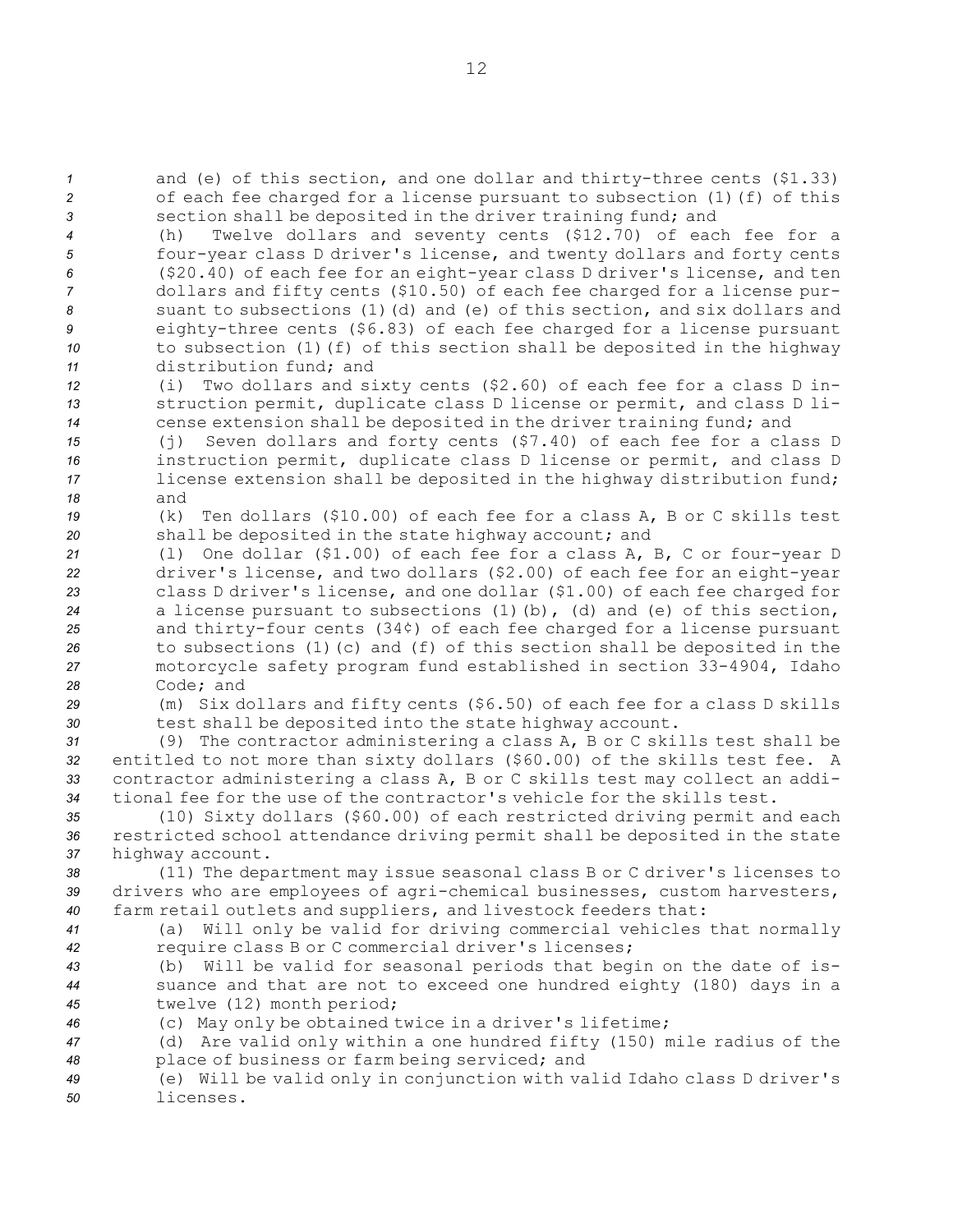and (e) of this section, and one dollar and thirty-three cents ($1.33) of each fee charged for a license pursuant to subsection (1)(f) of this section shall be deposited in the driver training fund; and

(h) Twelve dollars and seventy cents ($12.70) of each fee for a four-year class D driver's license, and twenty dollars and forty cents ($20.40) of each fee for an eight-year class D driver's license, and ten dollars and fifty cents ($10.50) of each fee charged for a license pursuant to subsections (1)(d) and (e) of this section, and six dollars and eighty-three cents ($6.83) of each fee charged for a license pursuant to subsection (1)(f) of this section shall be deposited in the highway distribution fund; and

(i) Two dollars and sixty cents ($2.60) of each fee for a class D instruction permit, duplicate class D license or permit, and class D license extension shall be deposited in the driver training fund; and

(j) Seven dollars and forty cents ($7.40) of each fee for a class D instruction permit, duplicate class D license or permit, and class D license extension shall be deposited in the highway distribution fund; and

(k) Ten dollars ($10.00) of each fee for a class A, B or C skills test shall be deposited in the state highway account; and

(l) One dollar ($1.00) of each fee for a class A, B, C or four-year D driver's license, and two dollars ($2.00) of each fee for an eight-year class D driver's license, and one dollar ($1.00) of each fee charged for a license pursuant to subsections (1)(b), (d) and (e) of this section, and thirty-four cents (34¢) of each fee charged for a license pursuant to subsections (1)(c) and (f) of this section shall be deposited in the motorcycle safety program fund established in section 33-4904, Idaho Code; and

(m) Six dollars and fifty cents ($6.50) of each fee for a class D skills test shall be deposited into the state highway account.

(9) The contractor administering a class A, B or C skills test shall be entitled to not more than sixty dollars ($60.00) of the skills test fee. A contractor administering a class A, B or C skills test may collect an additional fee for the use of the contractor's vehicle for the skills test.

(10) Sixty dollars ($60.00) of each restricted driving permit and each restricted school attendance driving permit shall be deposited in the state highway account.

(11) The department may issue seasonal class B or C driver's licenses to drivers who are employees of agri-chemical businesses, custom harvesters, farm retail outlets and suppliers, and livestock feeders that:

(a) Will only be valid for driving commercial vehicles that normally require class B or C commercial driver's licenses;

(b) Will be valid for seasonal periods that begin on the date of issuance and that are not to exceed one hundred eighty (180) days in a twelve (12) month period;

(c) May only be obtained twice in a driver's lifetime;

(d) Are valid only within a one hundred fifty (150) mile radius of the place of business or farm being serviced; and

(e) Will be valid only in conjunction with valid Idaho class D driver's licenses.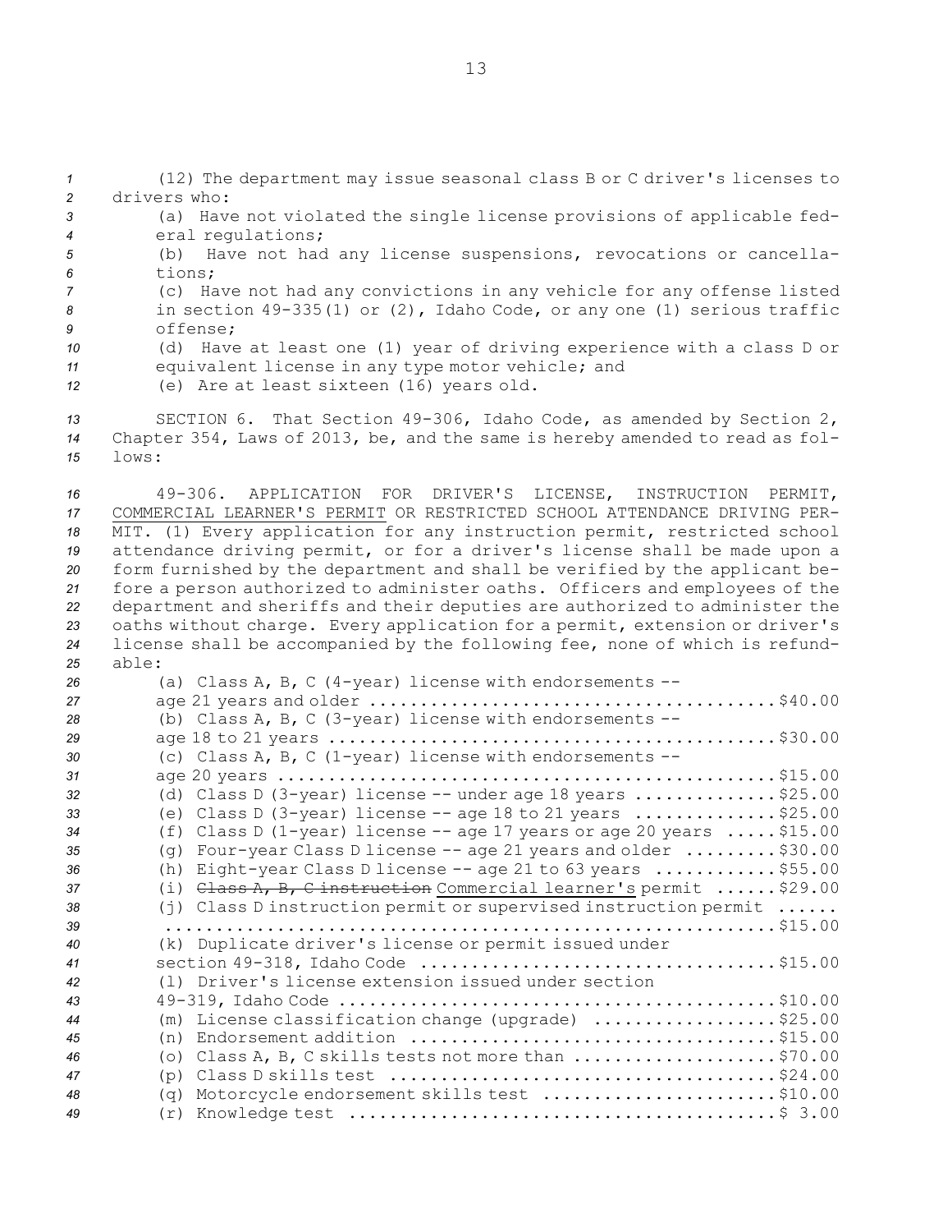(12) The department may issue seasonal class B or C driver's licenses to drivers who:

(a) Have not violated the single license provisions of applicable federal regulations;

(b) Have not had any license suspensions, revocations or cancellations;

(c) Have not had any convictions in any vehicle for any offense listed in section 49-335(1) or (2), Idaho Code, or any one (1) serious traffic offense;

(d) Have at least one (1) year of driving experience with a class D or equivalent license in any type motor vehicle; and

(e) Are at least sixteen (16) years old.

SECTION 6. That Section 49-306, Idaho Code, as amended by Section 2, Chapter 354, Laws of 2013, be, and the same is hereby amended to read as follows:

49-306. APPLICATION FOR DRIVER'S LICENSE, INSTRUCTION PERMIT, COMMERCIAL LEARNER'S PERMIT OR RESTRICTED SCHOOL ATTENDANCE DRIVING PERMIT. (1) Every application for any instruction permit, restricted school attendance driving permit, or for a driver's license shall be made upon a form furnished by the department and shall be verified by the applicant before a person authorized to administer oaths. Officers and employees of the department and sheriffs and their deputies are authorized to administer the oaths without charge. Every application for a permit, extension or driver's license shall be accompanied by the following fee, none of which is refundable:

(a) Class A, B, C (4-year) license with endorsements -- age 21 years and older ........................................ $40.00

(b) Class A, B, C (3-year) license with endorsements -- age 18 to 21 years ........................................ $30.00

(c) Class A, B, C (1-year) license with endorsements -- age 20 years ........................................ $15.00

(d) Class D (3-year) license -- under age 18 years .............. $25.00

(e) Class D (3-year) license -- age 18 to 21 years .............. $25.00

(f) Class D (1-year) license -- age 17 years or age 20 years ..... $15.00

(g) Four-year Class D license -- age 21 years and older ......... $30.00

(h) Eight-year Class D license -- age 21 to 63 years ............ $55.00

(i) ~~Class A, B, C instruction~~ Commercial learner's permit ...... $29.00

(j) Class D instruction permit or supervised instruction permit ...... ........................................ $15.00

(k) Duplicate driver's license or permit issued under section 49-318, Idaho Code ........................................ $15.00

(l) Driver's license extension issued under section 49-319, Idaho Code ........................................ $10.00

(m) License classification change (upgrade) .................. $25.00

(n) Endorsement addition ........................................ $15.00

(o) Class A, B, C skills tests not more than .................... $70.00

(p) Class D skills test ........................................ $24.00

(q) Motorcycle endorsement skills test ....................... $10.00

(r) Knowledge test ........................................ $ 3.00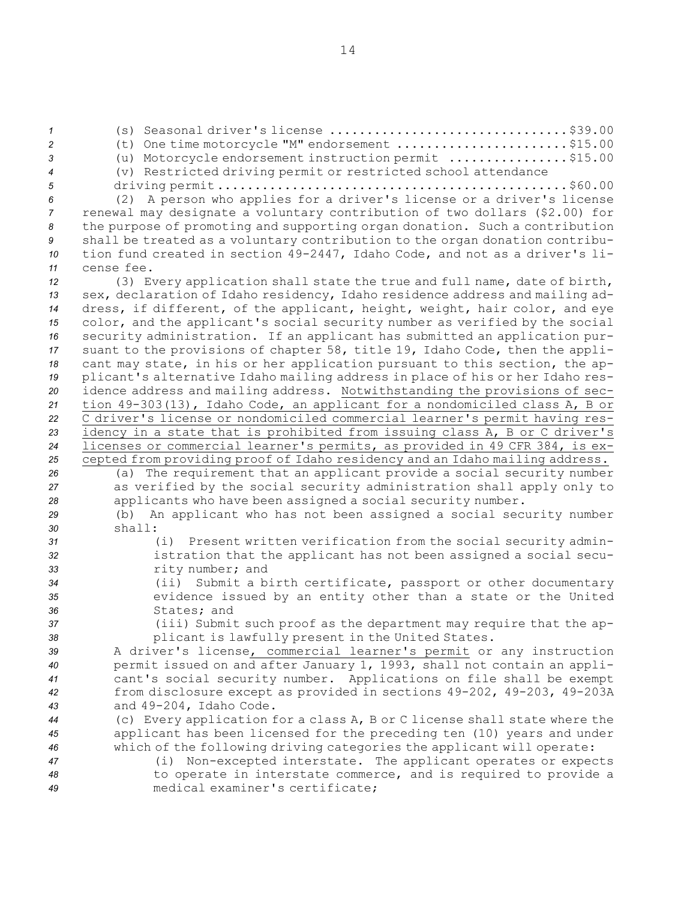(s) Seasonal driver's license ............................... $39.00

(t) One time motorcycle "M" endorsement ...................... $15.00

(u) Motorcycle endorsement instruction permit ................ $15.00

(v) Restricted driving permit or restricted school attendance driving permit ............................................... $60.00

(2) A person who applies for a driver's license or a driver's license renewal may designate a voluntary contribution of two dollars ($2.00) for the purpose of promoting and supporting organ donation. Such a contribution shall be treated as a voluntary contribution to the organ donation contribution fund created in section 49-2447, Idaho Code, and not as a driver's license fee.

(3) Every application shall state the true and full name, date of birth, sex, declaration of Idaho residency, Idaho residence address and mailing address, if different, of the applicant, height, weight, hair color, and eye color, and the applicant's social security number as verified by the social security administration. If an applicant has submitted an application pursuant to the provisions of chapter 58, title 19, Idaho Code, then the applicant may state, in his or her application pursuant to this section, the applicant's alternative Idaho mailing address in place of his or her Idaho residence address and mailing address. <u>Notwithstanding the provisions of section 49-303(13), Idaho Code, an applicant for a nondomiciled class A, B or C driver's license or nondomiciled commercial learner's permit having residency in a state that is prohibited from issuing class A, B or C driver's licenses or commercial learner's permits, as provided in 49 CFR 384, is excepted from providing proof of Idaho residency and an Idaho mailing address.</u>

(a) The requirement that an applicant provide a social security number as verified by the social security administration shall apply only to applicants who have been assigned a social security number.

(b) An applicant who has not been assigned a social security number shall:

(i) Present written verification from the social security administration that the applicant has not been assigned a social security number; and

(ii) Submit a birth certificate, passport or other documentary evidence issued by an entity other than a state or the United States; and

(iii) Submit such proof as the department may require that the applicant is lawfully present in the United States.

A driver's license<u>, commercial learner's permit</u> or any instruction permit issued on and after January 1, 1993, shall not contain an applicant's social security number. Applications on file shall be exempt from disclosure except as provided in sections 49-202, 49-203, 49-203A and 49-204, Idaho Code.

(c) Every application for a class A, B or C license shall state where the applicant has been licensed for the preceding ten (10) years and under which of the following driving categories the applicant will operate:

(i) Non-excepted interstate. The applicant operates or expects to operate in interstate commerce, and is required to provide a medical examiner's certificate;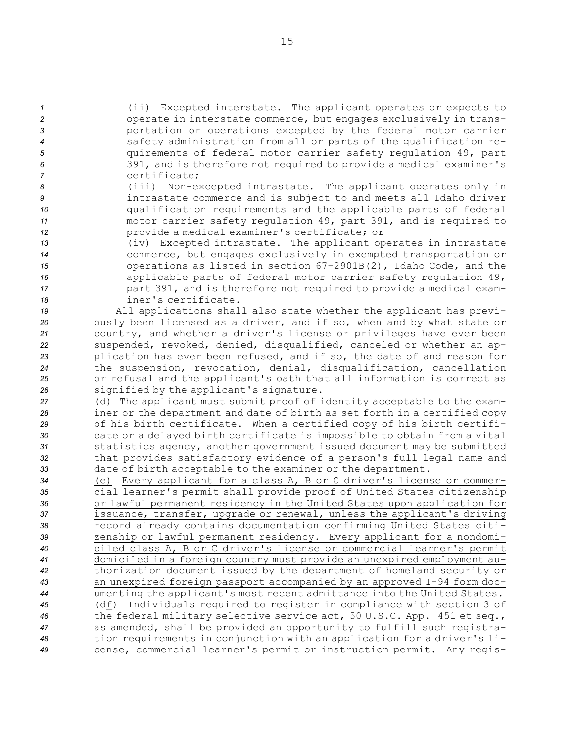(ii) Excepted interstate. The applicant operates or expects to operate in interstate commerce, but engages exclusively in transportation or operations excepted by the federal motor carrier safety administration from all or parts of the qualification requirements of federal motor carrier safety regulation 49, part 391, and is therefore not required to provide a medical examiner's certificate;

(iii) Non-excepted intrastate. The applicant operates only in intrastate commerce and is subject to and meets all Idaho driver qualification requirements and the applicable parts of federal motor carrier safety regulation 49, part 391, and is required to provide a medical examiner's certificate; or

(iv) Excepted intrastate. The applicant operates in intrastate commerce, but engages exclusively in exempted transportation or operations as listed in section 67-2901B(2), Idaho Code, and the applicable parts of federal motor carrier safety regulation 49, part 391, and is therefore not required to provide a medical examiner's certificate.

All applications shall also state whether the applicant has previously been licensed as a driver, and if so, when and by what state or country, and whether a driver's license or privileges have ever been suspended, revoked, denied, disqualified, canceled or whether an application has ever been refused, and if so, the date of and reason for the suspension, revocation, denial, disqualification, cancellation or refusal and the applicant's oath that all information is correct as signified by the applicant's signature.

(d) The applicant must submit proof of identity acceptable to the examiner or the department and date of birth as set forth in a certified copy of his birth certificate. When a certified copy of his birth certificate or a delayed birth certificate is impossible to obtain from a vital statistics agency, another government issued document may be submitted that provides satisfactory evidence of a person's full legal name and date of birth acceptable to the examiner or the department.

(e) Every applicant for a class A, B or C driver's license or commercial learner's permit shall provide proof of United States citizenship or lawful permanent residency in the United States upon application for issuance, transfer, upgrade or renewal, unless the applicant's driving record already contains documentation confirming United States citizenship or lawful permanent residency. Every applicant for a nondomiciled class A, B or C driver's license or commercial learner's permit domiciled in a foreign country must provide an unexpired employment authorization document issued by the department of homeland security or an unexpired foreign passport accompanied by an approved I-94 form documenting the applicant's most recent admittance into the United States.

(~~d~~f) Individuals required to register in compliance with section 3 of the federal military selective service act, 50 U.S.C. App. 451 et seq., as amended, shall be provided an opportunity to fulfill such registration requirements in conjunction with an application for a driver's license, commercial learner's permit or instruction permit. Any regis-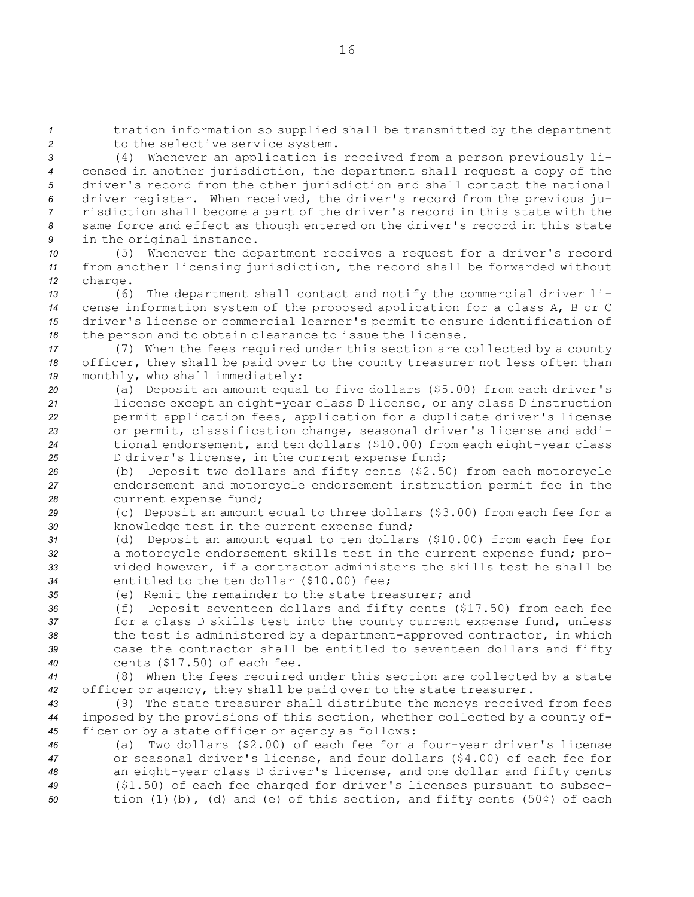tration information so supplied shall be transmitted by the department to the selective service system.

(4) Whenever an application is received from a person previously licensed in another jurisdiction, the department shall request a copy of the driver's record from the other jurisdiction and shall contact the national driver register. When received, the driver's record from the previous jurisdiction shall become a part of the driver's record in this state with the same force and effect as though entered on the driver's record in this state in the original instance.

(5) Whenever the department receives a request for a driver's record from another licensing jurisdiction, the record shall be forwarded without charge.

(6) The department shall contact and notify the commercial driver license information system of the proposed application for a class A, B or C driver's license or commercial learner's permit to ensure identification of the person and to obtain clearance to issue the license.

(7) When the fees required under this section are collected by a county officer, they shall be paid over to the county treasurer not less often than monthly, who shall immediately:

(a) Deposit an amount equal to five dollars ($5.00) from each driver's license except an eight-year class D license, or any class D instruction permit application fees, application for a duplicate driver's license or permit, classification change, seasonal driver's license and additional endorsement, and ten dollars ($10.00) from each eight-year class D driver's license, in the current expense fund;

(b) Deposit two dollars and fifty cents ($2.50) from each motorcycle endorsement and motorcycle endorsement instruction permit fee in the current expense fund;

(c) Deposit an amount equal to three dollars ($3.00) from each fee for a knowledge test in the current expense fund;

(d) Deposit an amount equal to ten dollars ($10.00) from each fee for a motorcycle endorsement skills test in the current expense fund; provided however, if a contractor administers the skills test he shall be entitled to the ten dollar ($10.00) fee;

(e) Remit the remainder to the state treasurer; and

(f) Deposit seventeen dollars and fifty cents ($17.50) from each fee for a class D skills test into the county current expense fund, unless the test is administered by a department-approved contractor, in which case the contractor shall be entitled to seventeen dollars and fifty cents ($17.50) of each fee.

(8) When the fees required under this section are collected by a state officer or agency, they shall be paid over to the state treasurer.

(9) The state treasurer shall distribute the moneys received from fees imposed by the provisions of this section, whether collected by a county officer or by a state officer or agency as follows:

(a) Two dollars ($2.00) of each fee for a four-year driver's license or seasonal driver's license, and four dollars ($4.00) of each fee for an eight-year class D driver's license, and one dollar and fifty cents ($1.50) of each fee charged for driver's licenses pursuant to subsection (1)(b), (d) and (e) of this section, and fifty cents (50¢) of each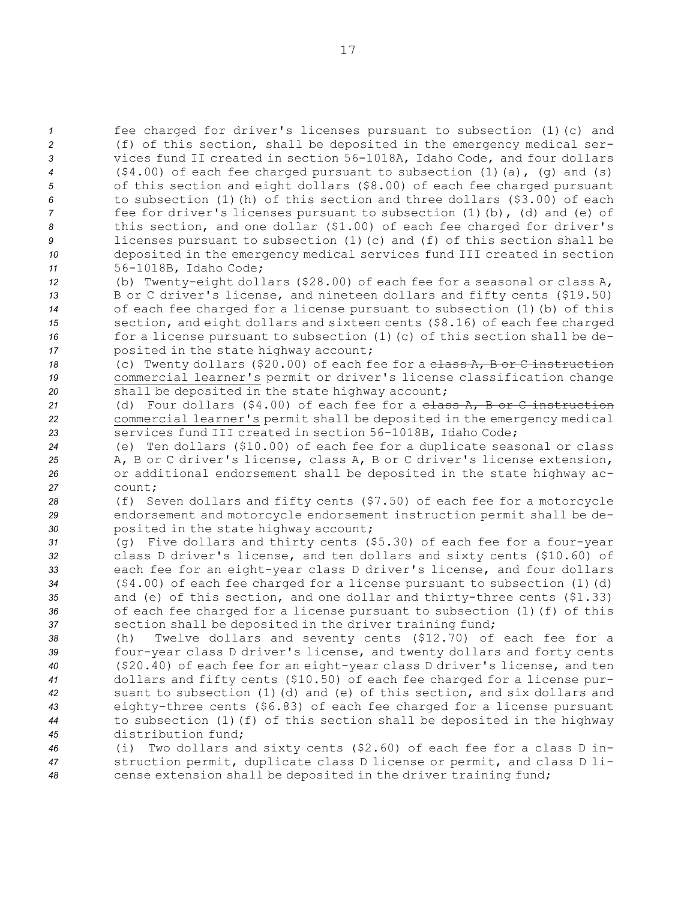fee charged for driver's licenses pursuant to subsection (1)(c) and (f) of this section, shall be deposited in the emergency medical services fund II created in section 56-1018A, Idaho Code, and four dollars ($4.00) of each fee charged pursuant to subsection (1)(a), (g) and (s) of this section and eight dollars ($8.00) of each fee charged pursuant to subsection (1)(h) of this section and three dollars ($3.00) of each fee for driver's licenses pursuant to subsection (1)(b), (d) and (e) of this section, and one dollar ($1.00) of each fee charged for driver's licenses pursuant to subsection (1)(c) and (f) of this section shall be deposited in the emergency medical services fund III created in section 56-1018B, Idaho Code;

(b) Twenty-eight dollars ($28.00) of each fee for a seasonal or class A, B or C driver's license, and nineteen dollars and fifty cents ($19.50) of each fee charged for a license pursuant to subsection (1)(b) of this section, and eight dollars and sixteen cents ($8.16) of each fee charged for a license pursuant to subsection (1)(c) of this section shall be deposited in the state highway account;

(c) Twenty dollars ($20.00) of each fee for a ~~class A, B or C instruction~~ commercial learner's permit or driver's license classification change shall be deposited in the state highway account;

(d) Four dollars ($4.00) of each fee for a ~~class A, B or C instruction~~ commercial learner's permit shall be deposited in the emergency medical services fund III created in section 56-1018B, Idaho Code;

(e) Ten dollars ($10.00) of each fee for a duplicate seasonal or class A, B or C driver's license, class A, B or C driver's license extension, or additional endorsement shall be deposited in the state highway account;

(f) Seven dollars and fifty cents ($7.50) of each fee for a motorcycle endorsement and motorcycle endorsement instruction permit shall be deposited in the state highway account;

(g) Five dollars and thirty cents ($5.30) of each fee for a four-year class D driver's license, and ten dollars and sixty cents ($10.60) of each fee for an eight-year class D driver's license, and four dollars ($4.00) of each fee charged for a license pursuant to subsection (1)(d) and (e) of this section, and one dollar and thirty-three cents ($1.33) of each fee charged for a license pursuant to subsection (1)(f) of this section shall be deposited in the driver training fund;

(h) Twelve dollars and seventy cents ($12.70) of each fee for a four-year class D driver's license, and twenty dollars and forty cents ($20.40) of each fee for an eight-year class D driver's license, and ten dollars and fifty cents ($10.50) of each fee charged for a license pursuant to subsection (1)(d) and (e) of this section, and six dollars and eighty-three cents ($6.83) of each fee charged for a license pursuant to subsection (1)(f) of this section shall be deposited in the highway distribution fund;

(i) Two dollars and sixty cents ($2.60) of each fee for a class D instruction permit, duplicate class D license or permit, and class D license extension shall be deposited in the driver training fund;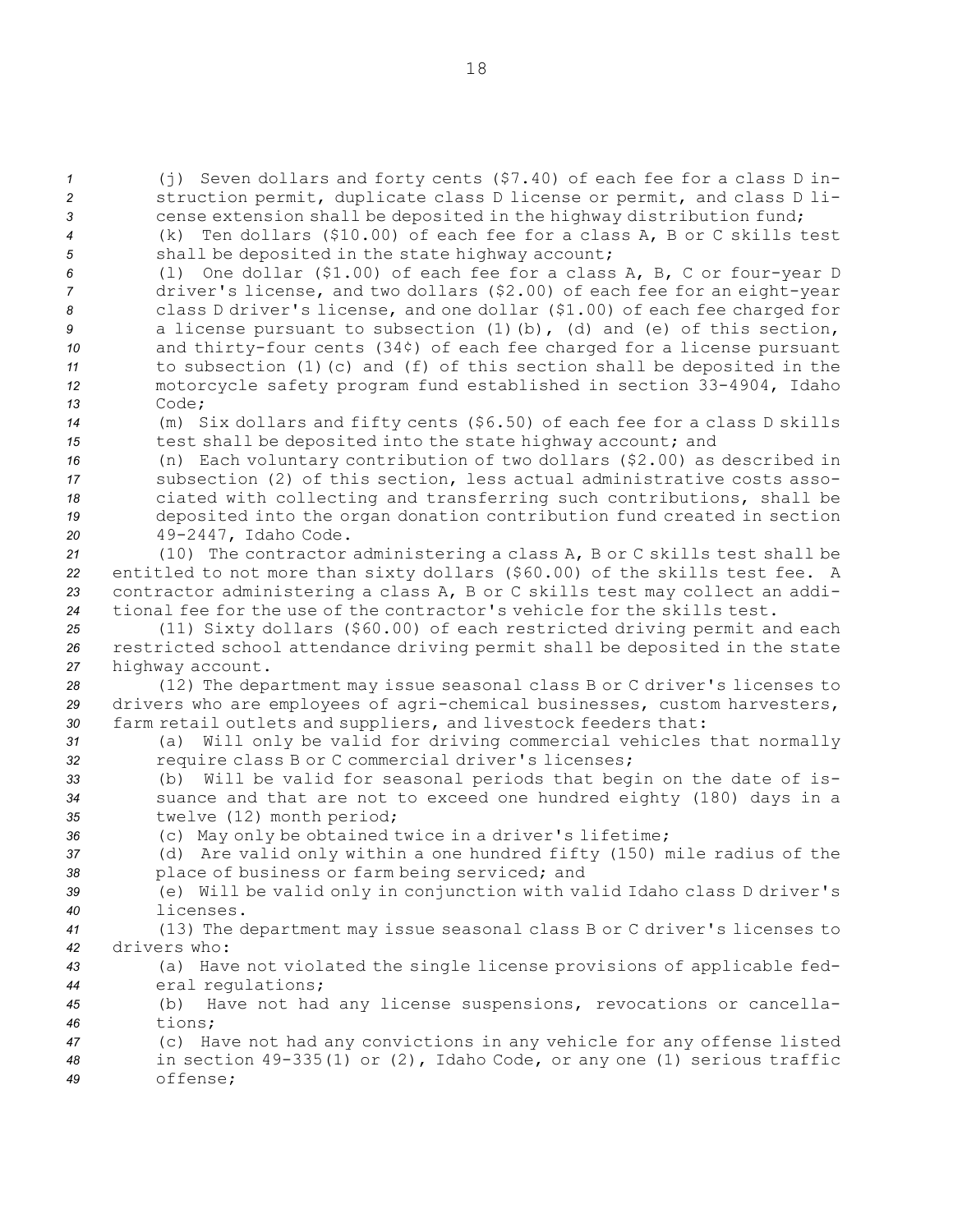(j) Seven dollars and forty cents ($7.40) of each fee for a class D instruction permit, duplicate class D license or permit, and class D license extension shall be deposited in the highway distribution fund;

(k) Ten dollars ($10.00) of each fee for a class A, B or C skills test shall be deposited in the state highway account;

(l) One dollar ($1.00) of each fee for a class A, B, C or four-year D driver's license, and two dollars ($2.00) of each fee for an eight-year class D driver's license, and one dollar ($1.00) of each fee charged for a license pursuant to subsection (1)(b), (d) and (e) of this section, and thirty-four cents (34¢) of each fee charged for a license pursuant to subsection (1)(c) and (f) of this section shall be deposited in the motorcycle safety program fund established in section 33-4904, Idaho Code;

(m) Six dollars and fifty cents ($6.50) of each fee for a class D skills test shall be deposited into the state highway account; and

(n) Each voluntary contribution of two dollars ($2.00) as described in subsection (2) of this section, less actual administrative costs associated with collecting and transferring such contributions, shall be deposited into the organ donation contribution fund created in section 49-2447, Idaho Code.

(10) The contractor administering a class A, B or C skills test shall be entitled to not more than sixty dollars ($60.00) of the skills test fee. A contractor administering a class A, B or C skills test may collect an additional fee for the use of the contractor's vehicle for the skills test.

(11) Sixty dollars ($60.00) of each restricted driving permit and each restricted school attendance driving permit shall be deposited in the state highway account.

(12) The department may issue seasonal class B or C driver's licenses to drivers who are employees of agri-chemical businesses, custom harvesters, farm retail outlets and suppliers, and livestock feeders that:

(a) Will only be valid for driving commercial vehicles that normally require class B or C commercial driver's licenses;

(b) Will be valid for seasonal periods that begin on the date of issuance and that are not to exceed one hundred eighty (180) days in a twelve (12) month period;

(c) May only be obtained twice in a driver's lifetime;

(d) Are valid only within a one hundred fifty (150) mile radius of the place of business or farm being serviced; and

(e) Will be valid only in conjunction with valid Idaho class D driver's licenses.

(13) The department may issue seasonal class B or C driver's licenses to drivers who:

(a) Have not violated the single license provisions of applicable federal regulations;

(b) Have not had any license suspensions, revocations or cancellations;

(c) Have not had any convictions in any vehicle for any offense listed in section 49-335(1) or (2), Idaho Code, or any one (1) serious traffic offense;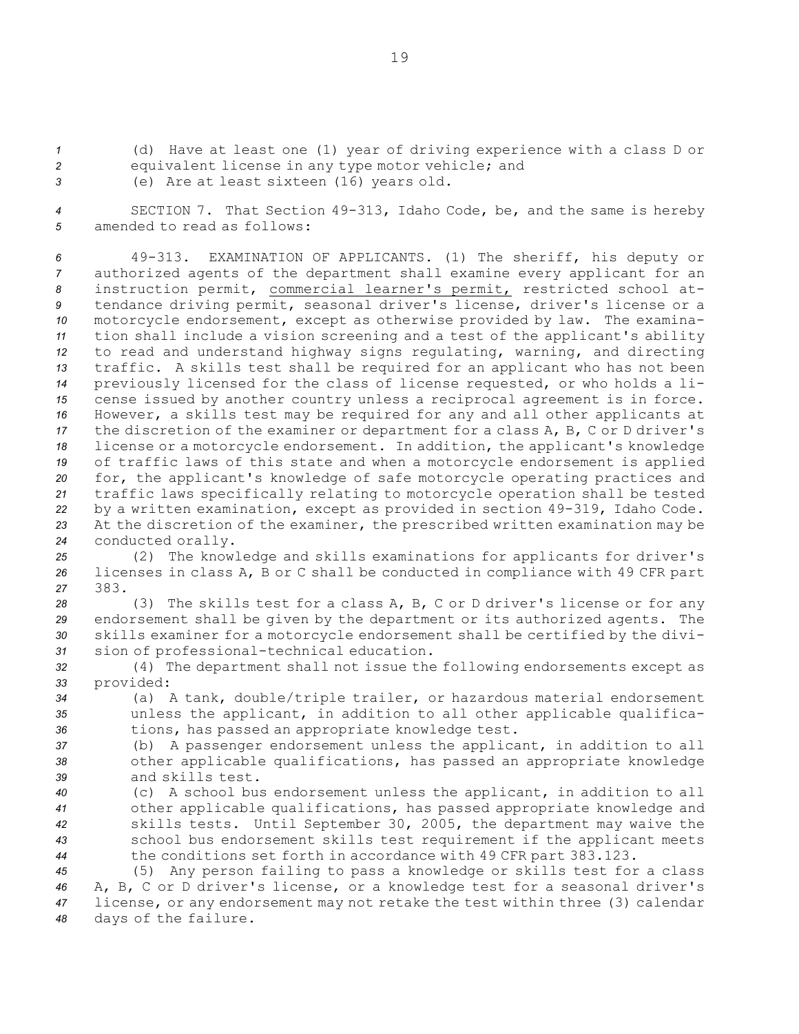(d) Have at least one (1) year of driving experience with a class D or equivalent license in any type motor vehicle; and

(e) Are at least sixteen (16) years old.

SECTION 7. That Section 49-313, Idaho Code, be, and the same is hereby amended to read as follows:

49-313. EXAMINATION OF APPLICANTS. (1) The sheriff, his deputy or authorized agents of the department shall examine every applicant for an instruction permit, commercial learner's permit, restricted school attendance driving permit, seasonal driver's license, driver's license or a motorcycle endorsement, except as otherwise provided by law. The examination shall include a vision screening and a test of the applicant's ability to read and understand highway signs regulating, warning, and directing traffic. A skills test shall be required for an applicant who has not been previously licensed for the class of license requested, or who holds a license issued by another country unless a reciprocal agreement is in force. However, a skills test may be required for any and all other applicants at the discretion of the examiner or department for a class A, B, C or D driver's license or a motorcycle endorsement. In addition, the applicant's knowledge of traffic laws of this state and when a motorcycle endorsement is applied for, the applicant's knowledge of safe motorcycle operating practices and traffic laws specifically relating to motorcycle operation shall be tested by a written examination, except as provided in section 49-319, Idaho Code. At the discretion of the examiner, the prescribed written examination may be conducted orally.

(2) The knowledge and skills examinations for applicants for driver's licenses in class A, B or C shall be conducted in compliance with 49 CFR part 383.

(3) The skills test for a class A, B, C or D driver's license or for any endorsement shall be given by the department or its authorized agents. The skills examiner for a motorcycle endorsement shall be certified by the division of professional-technical education.

(4) The department shall not issue the following endorsements except as provided:

(a) A tank, double/triple trailer, or hazardous material endorsement unless the applicant, in addition to all other applicable qualifications, has passed an appropriate knowledge test.

(b) A passenger endorsement unless the applicant, in addition to all other applicable qualifications, has passed an appropriate knowledge and skills test.

(c) A school bus endorsement unless the applicant, in addition to all other applicable qualifications, has passed appropriate knowledge and skills tests. Until September 30, 2005, the department may waive the school bus endorsement skills test requirement if the applicant meets the conditions set forth in accordance with 49 CFR part 383.123.

(5) Any person failing to pass a knowledge or skills test for a class A, B, C or D driver's license, or a knowledge test for a seasonal driver's license, or any endorsement may not retake the test within three (3) calendar days of the failure.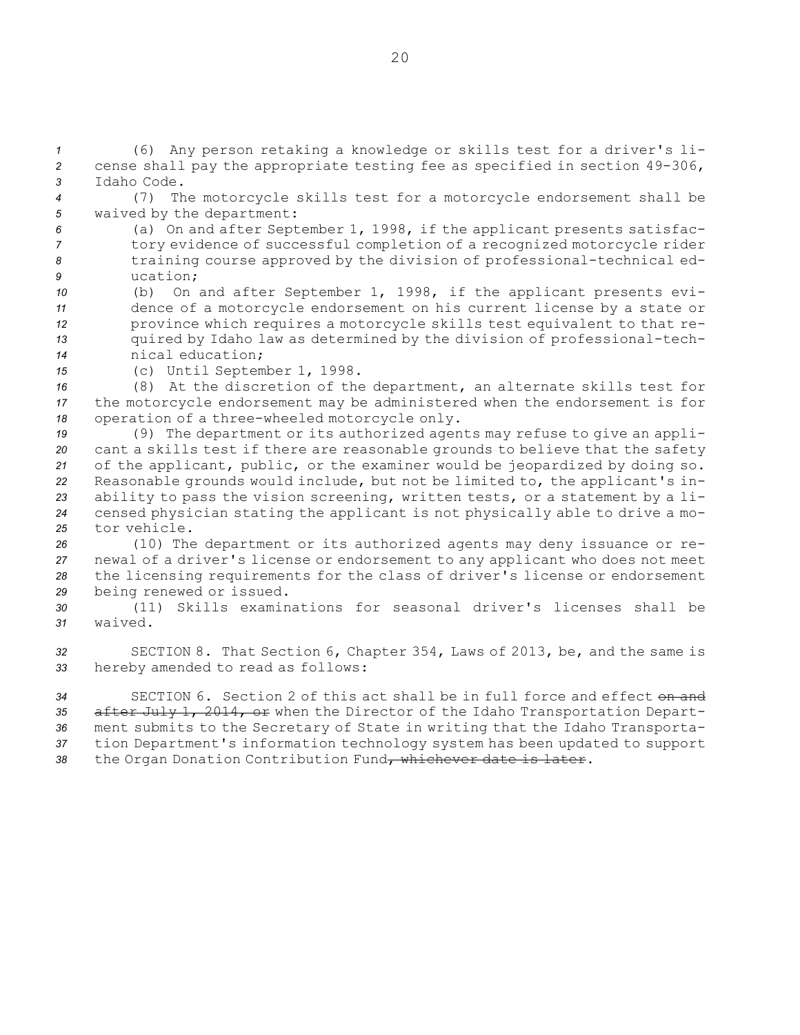(6) Any person retaking a knowledge or skills test for a driver's license shall pay the appropriate testing fee as specified in section 49-306, Idaho Code.

(7) The motorcycle skills test for a motorcycle endorsement shall be waived by the department:

(a) On and after September 1, 1998, if the applicant presents satisfactory evidence of successful completion of a recognized motorcycle rider training course approved by the division of professional-technical education;

(b) On and after September 1, 1998, if the applicant presents evidence of a motorcycle endorsement on his current license by a state or province which requires a motorcycle skills test equivalent to that required by Idaho law as determined by the division of professional-technical education;

(c) Until September 1, 1998.

(8) At the discretion of the department, an alternate skills test for the motorcycle endorsement may be administered when the endorsement is for operation of a three-wheeled motorcycle only.

(9) The department or its authorized agents may refuse to give an applicant a skills test if there are reasonable grounds to believe that the safety of the applicant, public, or the examiner would be jeopardized by doing so. Reasonable grounds would include, but not be limited to, the applicant's inability to pass the vision screening, written tests, or a statement by a licensed physician stating the applicant is not physically able to drive a motor vehicle.

(10) The department or its authorized agents may deny issuance or renewal of a driver's license or endorsement to any applicant who does not meet the licensing requirements for the class of driver's license or endorsement being renewed or issued.

(11) Skills examinations for seasonal driver's licenses shall be waived.

SECTION 8. That Section 6, Chapter 354, Laws of 2013, be, and the same is hereby amended to read as follows:

SECTION 6. Section 2 of this act shall be in full force and effect ~~on and after July 1, 2014, or~~ when the Director of the Idaho Transportation Department submits to the Secretary of State in writing that the Idaho Transportation Department's information technology system has been updated to support the Organ Donation Contribution Fund~~, whichever date is later~~.